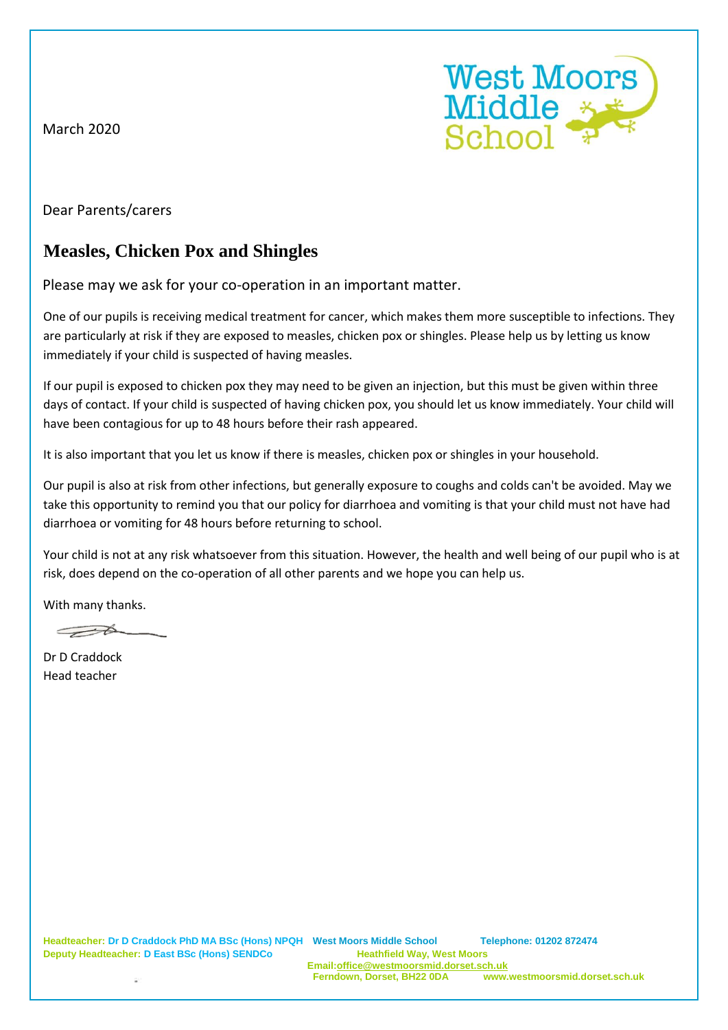March 2020

West Moors Middle School

Dear Parents/carers

## Measles, Chicken Pox and Shingles

Please may we ask for your co-operation in an important matter.

One of our pupils is receiving medical treatment for cancer, which makes them more susceptible to infections. They are particularly at risk if they are exposed to measles, chicken pox or shingles. Please help us by letting us know immediately if your child is suspected of having measles.

If our pupil is exposed to chicken pox they may need to be given an injection, but this must be given within three days of contact. If your child is suspected of having chicken pox, you should let us know immediately. Your child will have been contagious for up to 48 hours before their rash appeared.

It is also important that you let us know if there is measles, chicken pox or shingles in your household.

Our pupil is also at risk from other infections, but generally exposure to coughs and colds can't be avoided. May we take this opportunity to remind you that our policy for diarrhoea and vomiting is that your child must not have had diarrhoea or vomiting for 48 hours before returning to school.

Your child is not at any risk whatsoever from this situation. However, the health and well being of our pupil who is at risk, does depend on the co-operation of all other parents and we hope you can help us.

With many thanks.

Dr D Craddock
Head teacher

**Headteacher: Dr D Craddock PhD MA BSc (Hons) NPQH**
**Deputy Headteacher: D East BSc (Hons) SENDCo**

**West Moors Middle School**
**Heathfield Way, West Moors**
**Ferndown, Dorset, BH22 0DA**

**Telephone: 01202 872474**
**Email: office@westmoorsmid.dorset.sch.uk**
**www.westmoorsmid.dorset.sch.uk**